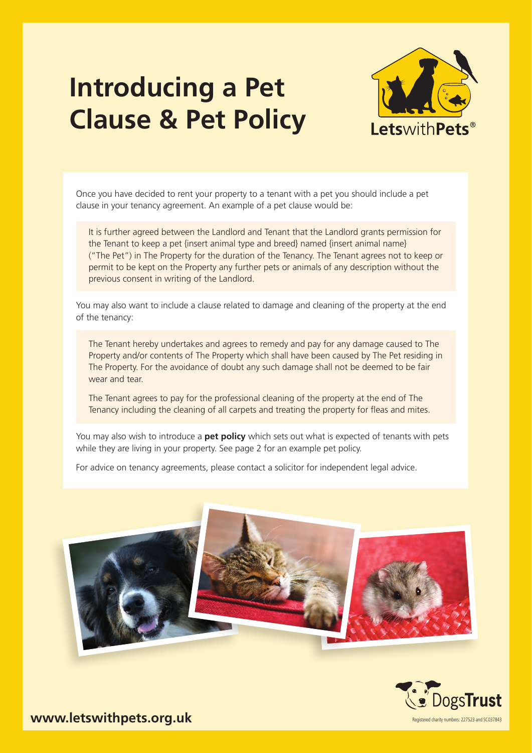# Introducing a Pet Clause & Pet Policy

LetswithPets®

Once you have decided to rent your property to a tenant with a pet you should include a pet clause in your tenancy agreement. An example of a pet clause would be:

> It is further agreed between the Landlord and Tenant that the Landlord grants permission for the Tenant to keep a pet {insert animal type and breed} named {insert animal name} ("The Pet") in The Property for the duration of the Tenancy. The Tenant agrees not to keep or permit to be kept on the Property any further pets or animals of any description without the previous consent in writing of the Landlord.

You may also want to include a clause related to damage and cleaning of the property at the end of the tenancy:

> The Tenant hereby undertakes and agrees to remedy and pay for any damage caused to The Property and/or contents of The Property which shall have been caused by The Pet residing in The Property. For the avoidance of doubt any such damage shall not be deemed to be fair wear and tear.
>
> The Tenant agrees to pay for the professional cleaning of the property at the end of The Tenancy including the cleaning of all carpets and treating the property for fleas and mites.

You may also wish to introduce a **pet policy** which sets out what is expected of tenants with pets while they are living in your property. See page 2 for an example pet policy.

For advice on tenancy agreements, please contact a solicitor for independent legal advice.

DogsTrust

Registered charity numbers: 227523 and SC037843

**www.letswithpets.org.uk**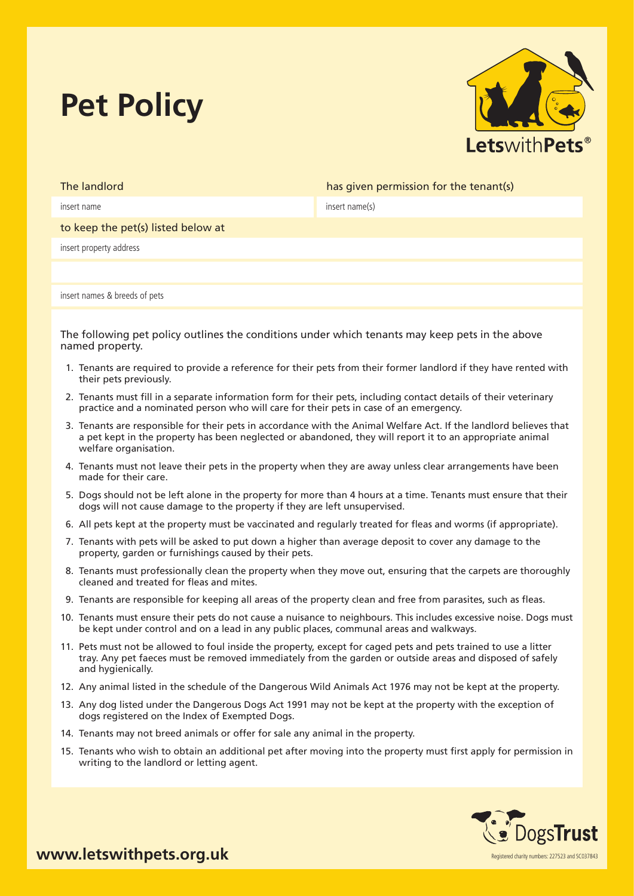# Pet Policy

LetswithPets®

| The landlord | has given permission for the tenant(s) |
|---|---|
| insert name | insert name(s) |

to keep the pet(s) listed below at

insert property address

insert names & breeds of pets

The following pet policy outlines the conditions under which tenants may keep pets in the above named property.

1. Tenants are required to provide a reference for their pets from their former landlord if they have rented with their pets previously.
2. Tenants must fill in a separate information form for their pets, including contact details of their veterinary practice and a nominated person who will care for their pets in case of an emergency.
3. Tenants are responsible for their pets in accordance with the Animal Welfare Act. If the landlord believes that a pet kept in the property has been neglected or abandoned, they will report it to an appropriate animal welfare organisation.
4. Tenants must not leave their pets in the property when they are away unless clear arrangements have been made for their care.
5. Dogs should not be left alone in the property for more than 4 hours at a time. Tenants must ensure that their dogs will not cause damage to the property if they are left unsupervised.
6. All pets kept at the property must be vaccinated and regularly treated for fleas and worms (if appropriate).
7. Tenants with pets will be asked to put down a higher than average deposit to cover any damage to the property, garden or furnishings caused by their pets.
8. Tenants must professionally clean the property when they move out, ensuring that the carpets are thoroughly cleaned and treated for fleas and mites.
9. Tenants are responsible for keeping all areas of the property clean and free from parasites, such as fleas.
10. Tenants must ensure their pets do not cause a nuisance to neighbours. This includes excessive noise. Dogs must be kept under control and on a lead in any public places, communal areas and walkways.
11. Pets must not be allowed to foul inside the property, except for caged pets and pets trained to use a litter tray. Any pet faeces must be removed immediately from the garden or outside areas and disposed of safely and hygienically.
12. Any animal listed in the schedule of the Dangerous Wild Animals Act 1976 may not be kept at the property.
13. Any dog listed under the Dangerous Dogs Act 1991 may not be kept at the property with the exception of dogs registered on the Index of Exempted Dogs.
14. Tenants may not breed animals or offer for sale any animal in the property.
15. Tenants who wish to obtain an additional pet after moving into the property must first apply for permission in writing to the landlord or letting agent.

**www.letswithpets.org.uk**

DogsTrust

Registered charity numbers: 227523 and SC037843